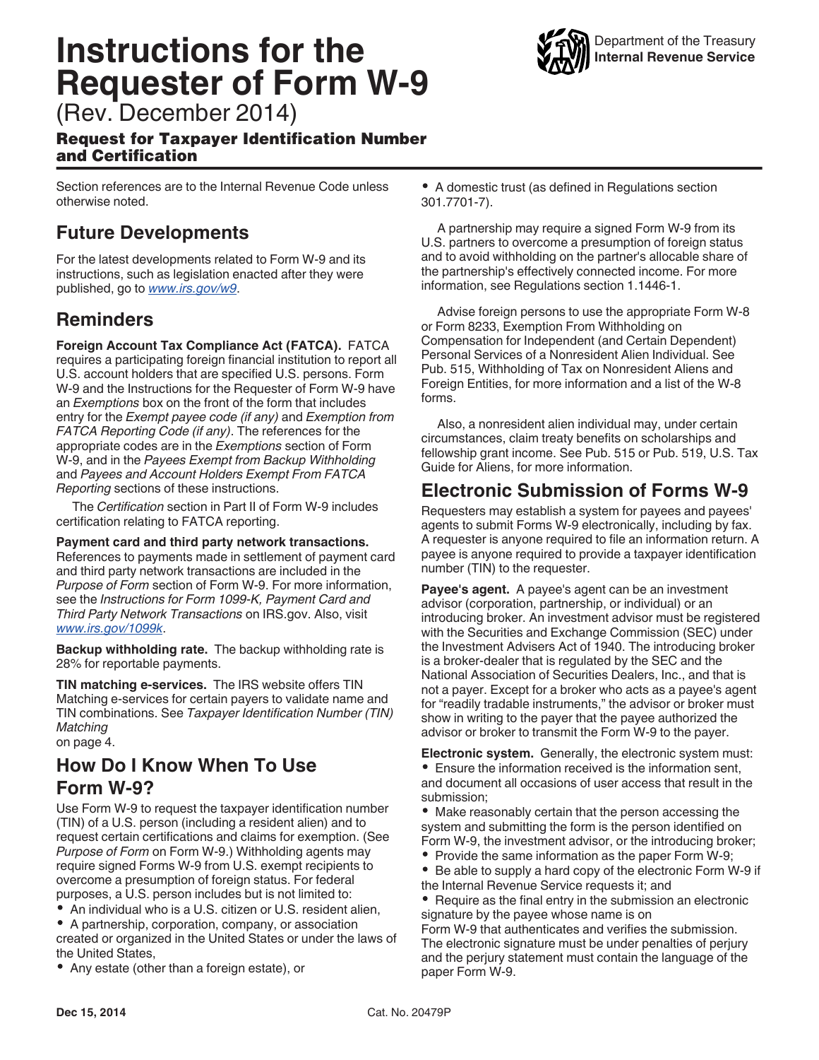# Instructions for the Requester of Form W-9

(Rev. December 2014)

### Request for Taxpayer Identification Number and Certification

Department of the Treasury
**Internal Revenue Service**

Section references are to the Internal Revenue Code unless otherwise noted.

## Future Developments

For the latest developments related to Form W-9 and its instructions, such as legislation enacted after they were published, go to *www.irs.gov/w9*.

## Reminders

**Foreign Account Tax Compliance Act (FATCA).** FATCA requires a participating foreign financial institution to report all U.S. account holders that are specified U.S. persons. Form W-9 and the Instructions for the Requester of Form W-9 have an *Exemptions* box on the front of the form that includes entry for the *Exempt payee code (if any)* and *Exemption from FATCA Reporting Code (if any)*. The references for the appropriate codes are in the *Exemptions* section of Form W-9, and in the *Payees Exempt from Backup Withholding* and *Payees and Account Holders Exempt From FATCA Reporting* sections of these instructions.

The *Certification* section in Part II of Form W-9 includes certification relating to FATCA reporting.

**Payment card and third party network transactions.** References to payments made in settlement of payment card and third party network transactions are included in the *Purpose of Form* section of Form W-9. For more information, see the *Instructions for Form 1099-K, Payment Card and Third Party Network Transactions* on IRS.gov. Also, visit *www.irs.gov/1099k*.

**Backup withholding rate.** The backup withholding rate is 28% for reportable payments.

**TIN matching e-services.** The IRS website offers TIN Matching e-services for certain payers to validate name and TIN combinations. See *Taxpayer Identification Number (TIN) Matching* on page 4.

## How Do I Know When To Use Form W-9?

Use Form W-9 to request the taxpayer identification number (TIN) of a U.S. person (including a resident alien) and to request certain certifications and claims for exemption. (See *Purpose of Form* on Form W-9.) Withholding agents may require signed Forms W-9 from U.S. exempt recipients to overcome a presumption of foreign status. For federal purposes, a U.S. person includes but is not limited to:

- An individual who is a U.S. citizen or U.S. resident alien,
- A partnership, corporation, company, or association created or organized in the United States or under the laws of the United States,
- Any estate (other than a foreign estate), or
- A domestic trust (as defined in Regulations section 301.7701-7).

A partnership may require a signed Form W-9 from its U.S. partners to overcome a presumption of foreign status and to avoid withholding on the partner's allocable share of the partnership's effectively connected income. For more information, see Regulations section 1.1446-1.

Advise foreign persons to use the appropriate Form W-8 or Form 8233, Exemption From Withholding on Compensation for Independent (and Certain Dependent) Personal Services of a Nonresident Alien Individual. See Pub. 515, Withholding of Tax on Nonresident Aliens and Foreign Entities, for more information and a list of the W-8 forms.

Also, a nonresident alien individual may, under certain circumstances, claim treaty benefits on scholarships and fellowship grant income. See Pub. 515 or Pub. 519, U.S. Tax Guide for Aliens, for more information.

## Electronic Submission of Forms W-9

Requesters may establish a system for payees and payees' agents to submit Forms W-9 electronically, including by fax. A requester is anyone required to file an information return. A payee is anyone required to provide a taxpayer identification number (TIN) to the requester.

**Payee's agent.** A payee's agent can be an investment advisor (corporation, partnership, or individual) or an introducing broker. An investment advisor must be registered with the Securities and Exchange Commission (SEC) under the Investment Advisers Act of 1940. The introducing broker is a broker-dealer that is regulated by the SEC and the National Association of Securities Dealers, Inc., and that is not a payer. Except for a broker who acts as a payee's agent for "readily tradable instruments," the advisor or broker must show in writing to the payer that the payee authorized the advisor or broker to transmit the Form W-9 to the payer.

**Electronic system.** Generally, the electronic system must:

- Ensure the information received is the information sent, and document all occasions of user access that result in the submission;
- Make reasonably certain that the person accessing the system and submitting the form is the person identified on Form W-9, the investment advisor, or the introducing broker;
- Provide the same information as the paper Form W-9;
- Be able to supply a hard copy of the electronic Form W-9 if the Internal Revenue Service requests it; and
- Require as the final entry in the submission an electronic signature by the payee whose name is on Form W-9 that authenticates and verifies the submission. The electronic signature must be under penalties of perjury and the perjury statement must contain the language of the paper Form W-9.

Dec 15, 2014 Cat. No. 20479P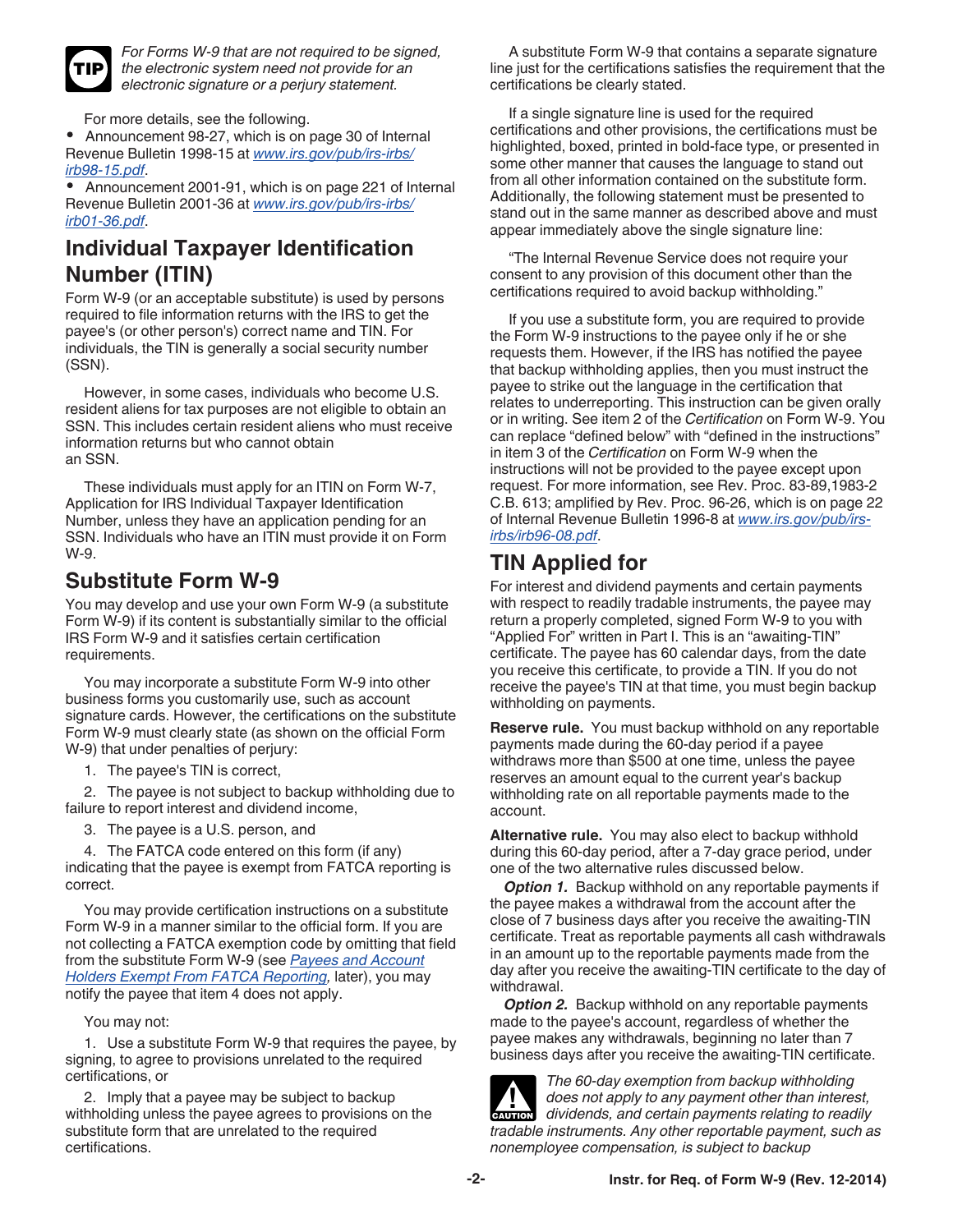**TIP** *For Forms W-9 that are not required to be signed, the electronic system need not provide for an electronic signature or a perjury statement.*

For more details, see the following.

- Announcement 98-27, which is on page 30 of Internal Revenue Bulletin 1998-15 at *www.irs.gov/pub/irs-irbs/irb98-15.pdf*.
- Announcement 2001-91, which is on page 221 of Internal Revenue Bulletin 2001-36 at *www.irs.gov/pub/irs-irbs/irb01-36.pdf*.

## Individual Taxpayer Identification Number (ITIN)

Form W-9 (or an acceptable substitute) is used by persons required to file information returns with the IRS to get the payee's (or other person's) correct name and TIN. For individuals, the TIN is generally a social security number (SSN).

However, in some cases, individuals who become U.S. resident aliens for tax purposes are not eligible to obtain an SSN. This includes certain resident aliens who must receive information returns but who cannot obtain an SSN.

These individuals must apply for an ITIN on Form W-7, Application for IRS Individual Taxpayer Identification Number, unless they have an application pending for an SSN. Individuals who have an ITIN must provide it on Form W-9.

## Substitute Form W-9

You may develop and use your own Form W-9 (a substitute Form W-9) if its content is substantially similar to the official IRS Form W-9 and it satisfies certain certification requirements.

You may incorporate a substitute Form W-9 into other business forms you customarily use, such as account signature cards. However, the certifications on the substitute Form W-9 must clearly state (as shown on the official Form W-9) that under penalties of perjury:

1. The payee's TIN is correct,
2. The payee is not subject to backup withholding due to failure to report interest and dividend income,
3. The payee is a U.S. person, and
4. The FATCA code entered on this form (if any) indicating that the payee is exempt from FATCA reporting is correct.

You may provide certification instructions on a substitute Form W-9 in a manner similar to the official form. If you are not collecting a FATCA exemption code by omitting that field from the substitute Form W-9 (see *Payees and Account Holders Exempt From FATCA Reporting*, later), you may notify the payee that item 4 does not apply.

You may not:

1. Use a substitute Form W-9 that requires the payee, by signing, to agree to provisions unrelated to the required certifications, or
2. Imply that a payee may be subject to backup withholding unless the payee agrees to provisions on the substitute form that are unrelated to the required certifications.

A substitute Form W-9 that contains a separate signature line just for the certifications satisfies the requirement that the certifications be clearly stated.

If a single signature line is used for the required certifications and other provisions, the certifications must be highlighted, boxed, printed in bold-face type, or presented in some other manner that causes the language to stand out from all other information contained on the substitute form. Additionally, the following statement must be presented to stand out in the same manner as described above and must appear immediately above the single signature line:

"The Internal Revenue Service does not require your consent to any provision of this document other than the certifications required to avoid backup withholding."

If you use a substitute form, you are required to provide the Form W-9 instructions to the payee only if he or she requests them. However, if the IRS has notified the payee that backup withholding applies, then you must instruct the payee to strike out the language in the certification that relates to underreporting. This instruction can be given orally or in writing. See item 2 of the *Certification* on Form W-9. You can replace "defined below" with "defined in the instructions" in item 3 of the *Certification* on Form W-9 when the instructions will not be provided to the payee except upon request. For more information, see Rev. Proc. 83-89,1983-2 C.B. 613; amplified by Rev. Proc. 96-26, which is on page 22 of Internal Revenue Bulletin 1996-8 at *www.irs.gov/pub/irs-irbs/irb96-08.pdf*.

## TIN Applied for

For interest and dividend payments and certain payments with respect to readily tradable instruments, the payee may return a properly completed, signed Form W-9 to you with "Applied For" written in Part I. This is an "awaiting-TIN" certificate. The payee has 60 calendar days, from the date you receive this certificate, to provide a TIN. If you do not receive the payee's TIN at that time, you must begin backup withholding on payments.

**Reserve rule.** You must backup withhold on any reportable payments made during the 60-day period if a payee withdraws more than $500 at one time, unless the payee reserves an amount equal to the current year's backup withholding rate on all reportable payments made to the account.

**Alternative rule.** You may also elect to backup withhold during this 60-day period, after a 7-day grace period, under one of the two alternative rules discussed below.

***Option 1.*** Backup withhold on any reportable payments if the payee makes a withdrawal from the account after the close of 7 business days after you receive the awaiting-TIN certificate. Treat as reportable payments all cash withdrawals in an amount up to the reportable payments made from the day after you receive the awaiting-TIN certificate to the day of withdrawal.

***Option 2.*** Backup withhold on any reportable payments made to the payee's account, regardless of whether the payee makes any withdrawals, beginning no later than 7 business days after you receive the awaiting-TIN certificate.

**CAUTION** *The 60-day exemption from backup withholding does not apply to any payment other than interest, dividends, and certain payments relating to readily tradable instruments. Any other reportable payment, such as nonemployee compensation, is subject to backup*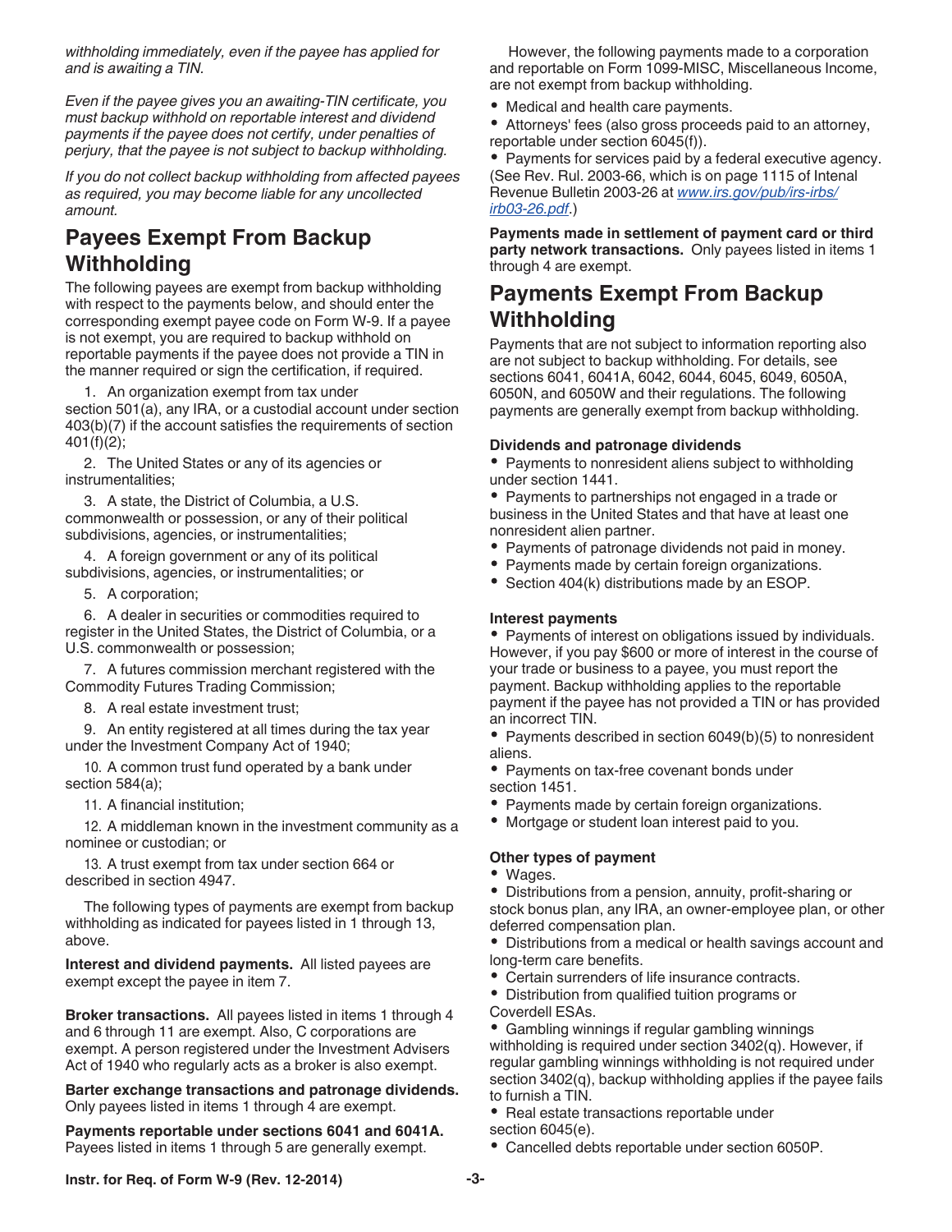*withholding immediately, even if the payee has applied for and is awaiting a TIN.*

*Even if the payee gives you an awaiting-TIN certificate, you must backup withhold on reportable interest and dividend payments if the payee does not certify, under penalties of perjury, that the payee is not subject to backup withholding.*

*If you do not collect backup withholding from affected payees as required, you may become liable for any uncollected amount.*

## Payees Exempt From Backup Withholding

The following payees are exempt from backup withholding with respect to the payments below, and should enter the corresponding exempt payee code on Form W-9. If a payee is not exempt, you are required to backup withhold on reportable payments if the payee does not provide a TIN in the manner required or sign the certification, if required.

1. An organization exempt from tax under section 501(a), any IRA, or a custodial account under section 403(b)(7) if the account satisfies the requirements of section 401(f)(2);
2. The United States or any of its agencies or instrumentalities;
3. A state, the District of Columbia, a U.S. commonwealth or possession, or any of their political subdivisions, agencies, or instrumentalities;
4. A foreign government or any of its political subdivisions, agencies, or instrumentalities; or
5. A corporation;
6. A dealer in securities or commodities required to register in the United States, the District of Columbia, or a U.S. commonwealth or possession;
7. A futures commission merchant registered with the Commodity Futures Trading Commission;
8. A real estate investment trust;
9. An entity registered at all times during the tax year under the Investment Company Act of 1940;
10. A common trust fund operated by a bank under section 584(a);
11. A financial institution;
12. A middleman known in the investment community as a nominee or custodian; or
13. A trust exempt from tax under section 664 or described in section 4947.

The following types of payments are exempt from backup withholding as indicated for payees listed in 1 through 13, above.

**Interest and dividend payments.** All listed payees are exempt except the payee in item 7.

**Broker transactions.** All payees listed in items 1 through 4 and 6 through 11 are exempt. Also, C corporations are exempt. A person registered under the Investment Advisers Act of 1940 who regularly acts as a broker is also exempt.

**Barter exchange transactions and patronage dividends.** Only payees listed in items 1 through 4 are exempt.

**Payments reportable under sections 6041 and 6041A.** Payees listed in items 1 through 5 are generally exempt.

However, the following payments made to a corporation and reportable on Form 1099-MISC, Miscellaneous Income, are not exempt from backup withholding.

- Medical and health care payments.
- Attorneys' fees (also gross proceeds paid to an attorney, reportable under section 6045(f)).
- Payments for services paid by a federal executive agency. (See Rev. Rul. 2003-66, which is on page 1115 of Intenal Revenue Bulletin 2003-26 at www.irs.gov/pub/irs-irbs/irb03-26.pdf.)

**Payments made in settlement of payment card or third party network transactions.** Only payees listed in items 1 through 4 are exempt.

## Payments Exempt From Backup Withholding

Payments that are not subject to information reporting also are not subject to backup withholding. For details, see sections 6041, 6041A, 6042, 6044, 6045, 6049, 6050A, 6050N, and 6050W and their regulations. The following payments are generally exempt from backup withholding.

### Dividends and patronage dividends

- Payments to nonresident aliens subject to withholding under section 1441.
- Payments to partnerships not engaged in a trade or business in the United States and that have at least one nonresident alien partner.
- Payments of patronage dividends not paid in money.
- Payments made by certain foreign organizations.
- Section 404(k) distributions made by an ESOP.

### Interest payments

- Payments of interest on obligations issued by individuals. However, if you pay $600 or more of interest in the course of your trade or business to a payee, you must report the payment. Backup withholding applies to the reportable payment if the payee has not provided a TIN or has provided an incorrect TIN.
- Payments described in section 6049(b)(5) to nonresident aliens.
- Payments on tax-free covenant bonds under section 1451.
- Payments made by certain foreign organizations.
- Mortgage or student loan interest paid to you.

### Other types of payment

- Wages.
- Distributions from a pension, annuity, profit-sharing or stock bonus plan, any IRA, an owner-employee plan, or other deferred compensation plan.
- Distributions from a medical or health savings account and long-term care benefits.
- Certain surrenders of life insurance contracts.
- Distribution from qualified tuition programs or Coverdell ESAs.
- Gambling winnings if regular gambling winnings withholding is required under section 3402(q). However, if regular gambling winnings withholding is not required under section 3402(q), backup withholding applies if the payee fails to furnish a TIN.
- Real estate transactions reportable under section 6045(e).
- Cancelled debts reportable under section 6050P.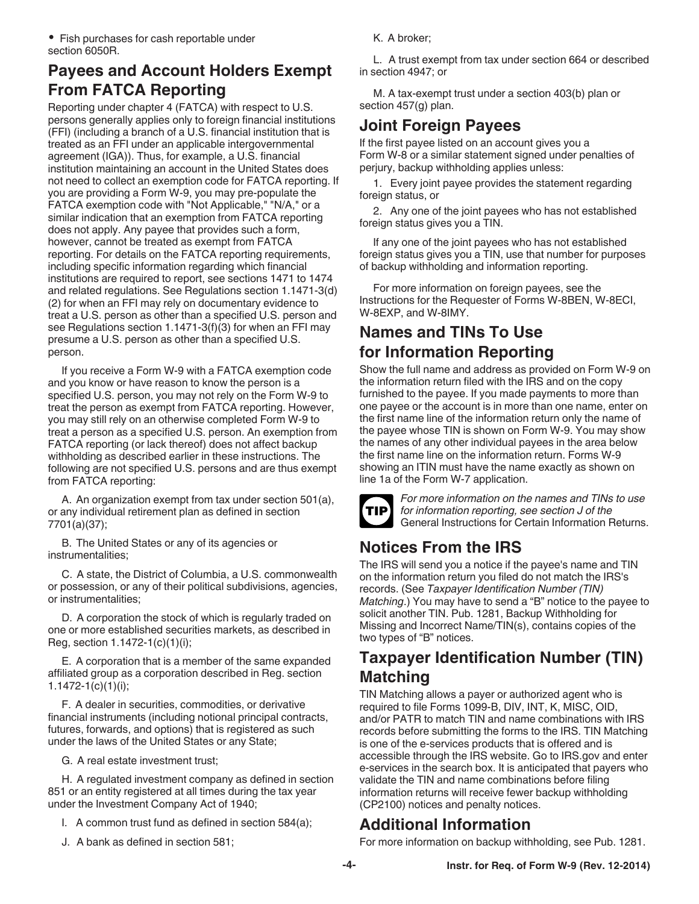- Fish purchases for cash reportable under section 6050R.

## Payees and Account Holders Exempt From FATCA Reporting

Reporting under chapter 4 (FATCA) with respect to U.S. persons generally applies only to foreign financial institutions (FFI) (including a branch of a U.S. financial institution that is treated as an FFI under an applicable intergovernmental agreement (IGA)). Thus, for example, a U.S. financial institution maintaining an account in the United States does not need to collect an exemption code for FATCA reporting. If you are providing a Form W-9, you may pre-populate the FATCA exemption code with "Not Applicable," "N/A," or a similar indication that an exemption from FATCA reporting does not apply. Any payee that provides such a form, however, cannot be treated as exempt from FATCA reporting. For details on the FATCA reporting requirements, including specific information regarding which financial institutions are required to report, see sections 1471 to 1474 and related regulations. See Regulations section 1.1471-3(d)(2) for when an FFI may rely on documentary evidence to treat a U.S. person as other than a specified U.S. person and see Regulations section 1.1471-3(f)(3) for when an FFI may presume a U.S. person as other than a specified U.S. person.

If you receive a Form W-9 with a FATCA exemption code and you know or have reason to know the person is a specified U.S. person, you may not rely on the Form W-9 to treat the person as exempt from FATCA reporting. However, you may still rely on an otherwise completed Form W-9 to treat a person as a specified U.S. person. An exemption from FATCA reporting (or lack thereof) does not affect backup withholding as described earlier in these instructions. The following are not specified U.S. persons and are thus exempt from FATCA reporting:

A. An organization exempt from tax under section 501(a), or any individual retirement plan as defined in section 7701(a)(37);

B. The United States or any of its agencies or instrumentalities;

C. A state, the District of Columbia, a U.S. commonwealth or possession, or any of their political subdivisions, agencies, or instrumentalities;

D. A corporation the stock of which is regularly traded on one or more established securities markets, as described in Reg, section 1.1472-1(c)(1)(i);

E. A corporation that is a member of the same expanded affiliated group as a corporation described in Reg. section 1.1472-1(c)(1)(i);

F. A dealer in securities, commodities, or derivative financial instruments (including notional principal contracts, futures, forwards, and options) that is registered as such under the laws of the United States or any State;

G. A real estate investment trust;

H. A regulated investment company as defined in section 851 or an entity registered at all times during the tax year under the Investment Company Act of 1940;

I. A common trust fund as defined in section 584(a);

J. A bank as defined in section 581;

K. A broker;

L. A trust exempt from tax under section 664 or described in section 4947; or

M. A tax-exempt trust under a section 403(b) plan or section 457(g) plan.

## Joint Foreign Payees

If the first payee listed on an account gives you a Form W-8 or a similar statement signed under penalties of perjury, backup withholding applies unless:

1. Every joint payee provides the statement regarding foreign status, or
2. Any one of the joint payees who has not established foreign status gives you a TIN.

If any one of the joint payees who has not established foreign status gives you a TIN, use that number for purposes of backup withholding and information reporting.

For more information on foreign payees, see the Instructions for the Requester of Forms W-8BEN, W-8ECI, W-8EXP, and W-8IMY.

## Names and TINs To Use for Information Reporting

Show the full name and address as provided on Form W-9 on the information return filed with the IRS and on the copy furnished to the payee. If you made payments to more than one payee or the account is in more than one name, enter on the first name line of the information return only the name of the payee whose TIN is shown on Form W-9. You may show the names of any other individual payees in the area below the first name line on the information return. Forms W-9 showing an ITIN must have the name exactly as shown on line 1a of the Form W-7 application.

**TIP** *For more information on the names and TINs to use for information reporting, see section J of the* General Instructions for Certain Information Returns.

## Notices From the IRS

The IRS will send you a notice if the payee's name and TIN on the information return you filed do not match the IRS's records. (See *Taxpayer Identification Number (TIN) Matching*.) You may have to send a "B" notice to the payee to solicit another TIN. Pub. 1281, Backup Withholding for Missing and Incorrect Name/TIN(s), contains copies of the two types of "B" notices.

## Taxpayer Identification Number (TIN) Matching

TIN Matching allows a payer or authorized agent who is required to file Forms 1099-B, DIV, INT, K, MISC, OID, and/or PATR to match TIN and name combinations with IRS records before submitting the forms to the IRS. TIN Matching is one of the e-services products that is offered and is accessible through the IRS website. Go to IRS.gov and enter e-services in the search box. It is anticipated that payers who validate the TIN and name combinations before filing information returns will receive fewer backup withholding (CP2100) notices and penalty notices.

## Additional Information

For more information on backup withholding, see Pub. 1281.